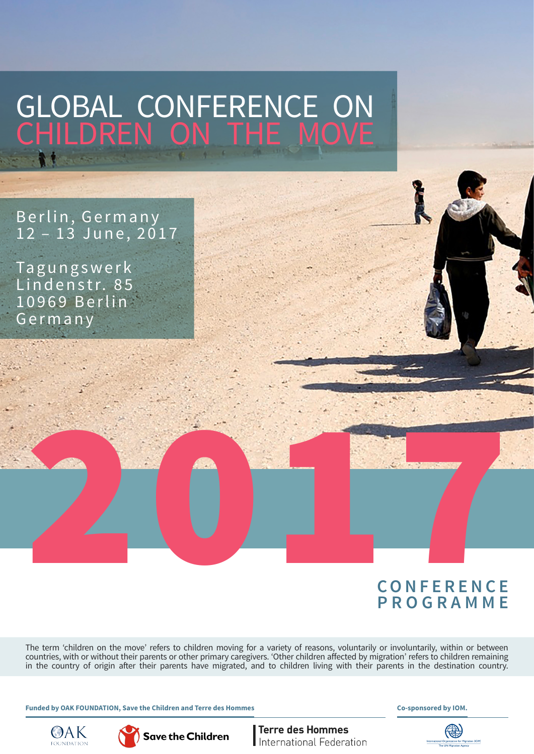# GLOBAL CONFERENCE ON CHILDREN ON THE MOVE

Berlin, Germany
12 – 13 June, 2017

Tagungswerk
Lindenstr. 85
10969 Berlin
Germany

2017

## CONFERENCE PROGRAMME

The term ‘children on the move’ refers to children moving for a variety of reasons, voluntarily or involuntarily, within or between countries, with or without their parents or other primary caregivers. ‘Other children affected by migration’ refers to children remaining in the country of origin after their parents have migrated, and to children living with their parents in the destination country.

**Funded by OAK FOUNDATION, Save the Children and Terre des Hommes**

OAK FOUNDATION

Save the Children

Terre des Hommes International Federation

**Co-sponsored by IOM.**

International Organization for Migration (IOM) The UN Migration Agency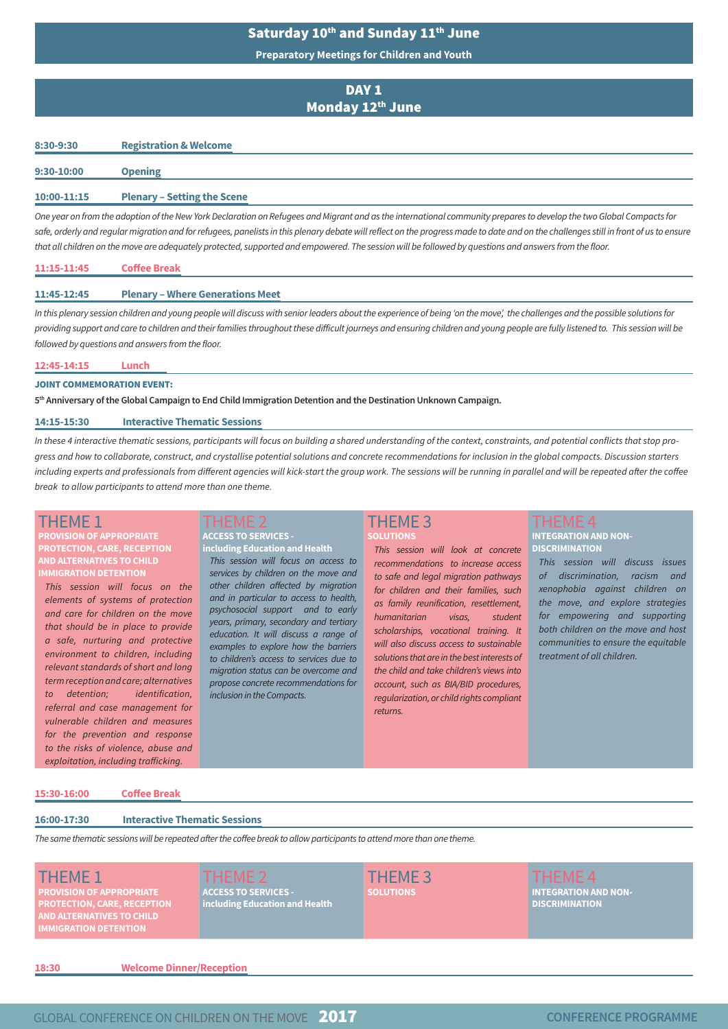## Saturday 10th and Sunday 11th June

**Preparatory Meetings for Children and Youth**

## DAY 1
## Monday 12th June

**8:30-9:30** **Registration & Welcome**

**9:30-10:00** **Opening**

**10:00-11:15** **Plenary – Setting the Scene**

*One year on from the adoption of the New York Declaration on Refugees and Migrant and as the international community prepares to develop the two Global Compacts for safe, orderly and regular migration and for refugees, panelists in this plenary debate will reflect on the progress made to date and on the challenges still in front of us to ensure that all children on the move are adequately protected, supported and empowered. The session will be followed by questions and answers from the floor.*

**11:15-11:45** **Coffee Break**

**11:45-12:45** **Plenary – Where Generations Meet**

*In this plenary session children and young people will discuss with senior leaders about the experience of being 'on the move', the challenges and the possible solutions for providing support and care to children and their families throughout these difficult journeys and ensuring children and young people are fully listened to. This session will be followed by questions and answers from the floor.*

**12:45-14:15** **Lunch**

**JOINT COMMEMORATION EVENT:**

**5th Anniversary of the Global Campaign to End Child Immigration Detention and the Destination Unknown Campaign.**

**14:15-15:30** **Interactive Thematic Sessions**

*In these 4 interactive thematic sessions, participants will focus on building a shared understanding of the context, constraints, and potential conflicts that stop progress and how to collaborate, construct, and crystallise potential solutions and concrete recommendations for inclusion in the global compacts. Discussion starters including experts and professionals from different agencies will kick-start the group work. The sessions will be running in parallel and will be repeated after the coffee break to allow participants to attend more than one theme.*

### THEME 1
**PROVISION OF APPROPRIATE PROTECTION, CARE, RECEPTION AND ALTERNATIVES TO CHILD IMMIGRATION DETENTION**

*This session will focus on the elements of systems of protection and care for children on the move that should be in place to provide a safe, nurturing and protective environment to children, including relevant standards of short and long term reception and care; alternatives to detention; identification, referral and case management for vulnerable children and measures for the prevention and response to the risks of violence, abuse and exploitation, including trafficking.*

### THEME 2
**ACCESS TO SERVICES - including Education and Health**

*This session will focus on access to services by children on the move and other children affected by migration and in particular to access to health, psychosocial support and to early years, primary, secondary and tertiary education. It will discuss a range of examples to explore how the barriers to children's access to services due to migration status can be overcome and propose concrete recommendations for inclusion in the Compacts.*

### THEME 3
**SOLUTIONS**

*This session will look at concrete recommendations to increase access to safe and legal migration pathways for children and their families, such as family reunification, resettlement, humanitarian visas, student scholarships, vocational training. It will also discuss access to sustainable solutions that are in the best interests of the child and take children's views into account, such as BIA/BID procedures, regularization, or child rights compliant returns.*

### THEME 4
**INTEGRATION AND NON-DISCRIMINATION**

*This session will discuss issues of discrimination, racism and xenophobia against children on the move, and explore strategies for empowering and supporting both children on the move and host communities to ensure the equitable treatment of all children.*

**15:30-16:00** **Coffee Break**

**16:00-17:30** **Interactive Thematic Sessions**

*The same thematic sessions will be repeated after the coffee break to allow participants to attend more than one theme.*

### THEME 1
**PROVISION OF APPROPRIATE PROTECTION, CARE, RECEPTION AND ALTERNATIVES TO CHILD IMMIGRATION DETENTION**

### THEME 2
**ACCESS TO SERVICES - including Education and Health**

### THEME 3
**SOLUTIONS**

### THEME 4
**INTEGRATION AND NON-DISCRIMINATION**

**18:30** **Welcome Dinner/Reception**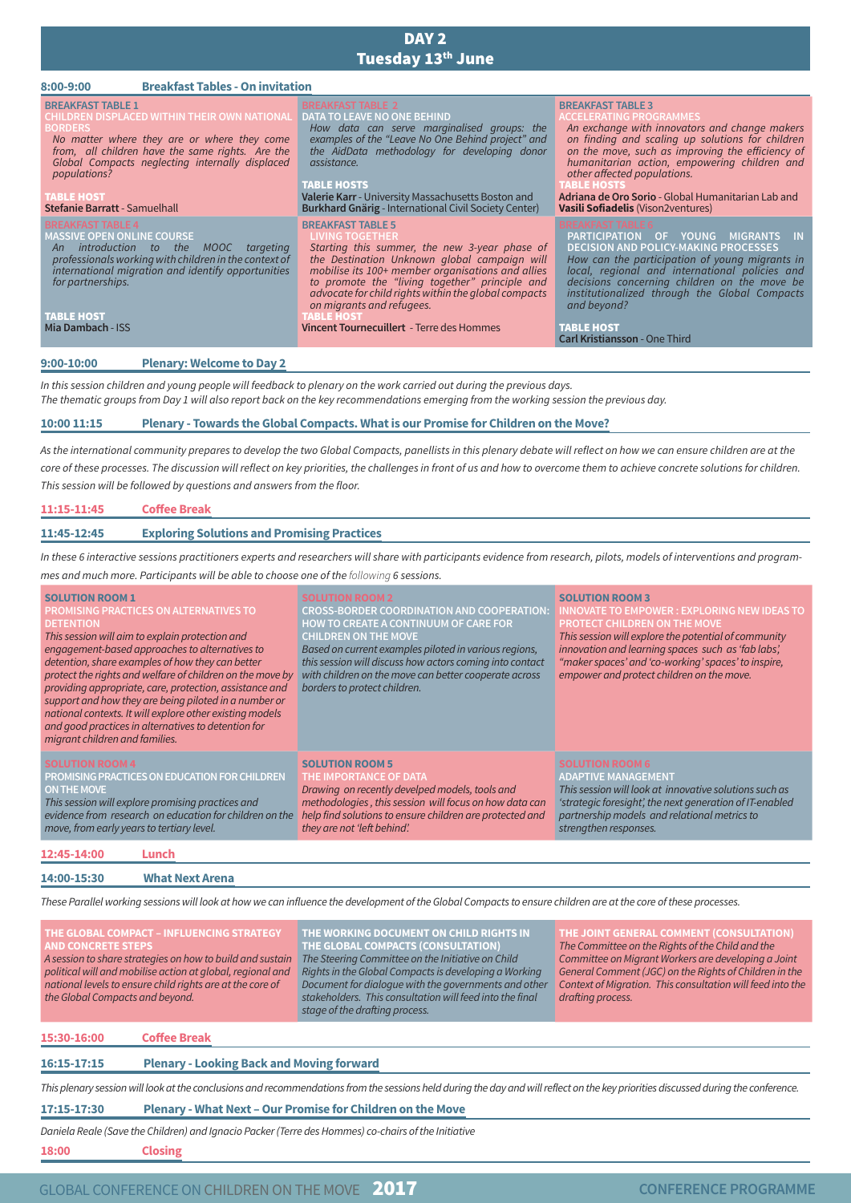# DAY 2
## Tuesday 13th June

**8:00-9:00** **Breakfast Tables - On invitation**

**BREAKFAST TABLE 1**
**CHILDREN DISPLACED WITHIN THEIR OWN NATIONAL BORDERS**
*No matter where they are or where they come from, all children have the same rights. Are the Global Compacts neglecting internally displaced populations?*
**TABLE HOST**
**Stefanie Barratt** - Samuelhall

**BREAKFAST TABLE 2**
**DATA TO LEAVE NO ONE BEHIND**
*How data can serve marginalised groups: the examples of the "Leave No One Behind project" and the AidData methodology for developing donor assistance.*
**TABLE HOSTS**
**Valerie Karr** - University Massachusetts Boston and
**Burkhard Gnärig** - International Civil Society Center)

**BREAKFAST TABLE 3**
**ACCELERATING PROGRAMMES**
*An exchange with innovators and change makers on finding and scaling up solutions for children on the move, such as improving the efficiency of humanitarian action, empowering children and other affected populations.*
**TABLE HOSTS**
**Adriana de Oro Sorio** - Global Humanitarian Lab and
**Vasili Sofiadelis** (Vison2ventures)

**BREAKFAST TABLE 4**
**MASSIVE OPEN ONLINE COURSE**
*An introduction to the MOOC targeting professionals working with children in the context of international migration and identify opportunities for partnerships.*
**TABLE HOST**
**Mia Dambach** - ISS

**BREAKFAST TABLE 5**
**LIVING TOGETHER**
*Starting this summer, the new 3-year phase of the Destination Unknown global campaign will mobilise its 100+ member organisations and allies to promote the "living together" principle and advocate for child rights within the global compacts on migrants and refugees.*
**TABLE HOST**
**Vincent Tournecuillert** - Terre des Hommes

**BREAKFAST TABLE 6**
**PARTICIPATION OF YOUNG MIGRANTS IN DECISION AND POLICY-MAKING PROCESSES**
*How can the participation of young migrants in local, regional and international policies and decisions concerning children on the move be institutionalized through the Global Compacts and beyond?*
**TABLE HOST**
**Carl Kristiansson** - One Third

**9:00-10:00** **Plenary: Welcome to Day 2**

*In this session children and young people will feedback to plenary on the work carried out during the previous days.*
*The thematic groups from Day 1 will also report back on the key recommendations emerging from the working session the previous day.*

**10:00 11:15** **Plenary - Towards the Global Compacts. What is our Promise for Children on the Move?**

*As the international community prepares to develop the two Global Compacts, panellists in this plenary debate will reflect on how we can ensure children are at the core of these processes. The discussion will reflect on key priorities, the challenges in front of us and how to overcome them to achieve concrete solutions for children. This session will be followed by questions and answers from the floor.*

**11:15-11:45** **Coffee Break**

**11:45-12:45** **Exploring Solutions and Promising Practices**

*In these 6 interactive sessions practitioners experts and researchers will share with participants evidence from research, pilots, models of interventions and programmes and much more. Participants will be able to choose one of the following 6 sessions.*

**SOLUTION ROOM 1**
**PROMISING PRACTICES ON ALTERNATIVES TO DETENTION**
*This session will aim to explain protection and engagement-based approaches to alternatives to detention, share examples of how they can better protect the rights and welfare of children on the move by providing appropriate, care, protection, assistance and support and how they are being piloted in a number or national contexts. It will explore other existing models and good practices in alternatives to detention for migrant children and families.*

**SOLUTION ROOM 2**
**CROSS-BORDER COORDINATION AND COOPERATION: HOW TO CREATE A CONTINUUM OF CARE FOR CHILDREN ON THE MOVE**
*Based on current examples piloted in various regions, this session will discuss how actors coming into contact with children on the move can better cooperate across borders to protect children.*

**SOLUTION ROOM 3**
**INNOVATE TO EMPOWER : EXPLORING NEW IDEAS TO PROTECT CHILDREN ON THE MOVE**
*This session will explore the potential of community innovation and learning spaces such as 'fab labs', "maker spaces' and 'co-working' spaces' to inspire, empower and protect children on the move.*

**SOLUTION ROOM 4**
**PROMISING PRACTICES ON EDUCATION FOR CHILDREN ON THE MOVE**
*This session will explore promising practices and evidence from research on education for children on the move, from early years to tertiary level.*

**SOLUTION ROOM 5**
**THE IMPORTANCE OF DATA**
*Drawing on recently developed models, tools and methodologies , this session will focus on how data can help find solutions to ensure children are protected and they are not 'left behind'.*

**SOLUTION ROOM 6**
**ADAPTIVE MANAGEMENT**
*This session will look at innovative solutions such as 'strategic foresight', the next generation of IT-enabled partnership models and relational metrics to strengthen responses.*

**12:45-14:00** **Lunch**

**14:00-15:30** **What Next Arena**

*These Parallel working sessions will look at how we can influence the development of the Global Compacts to ensure children are at the core of these processes.*

**THE GLOBAL COMPACT – INFLUENCING STRATEGY AND CONCRETE STEPS**
*A session to share strategies on how to build and sustain political will and mobilise action at global, regional and national levels to ensure child rights are at the core of the Global Compacts and beyond.*

**THE WORKING DOCUMENT ON CHILD RIGHTS IN THE GLOBAL COMPACTS (CONSULTATION)**
*The Steering Committee on the Initiative on Child Rights in the Global Compacts is developing a Working Document for dialogue with the governments and other stakeholders. This consultation will feed into the final stage of the drafting process.*

**THE JOINT GENERAL COMMENT (CONSULTATION)**
*The Committee on the Rights of the Child and the Committee on Migrant Workers are developing a Joint General Comment (JGC) on the Rights of Children in the Context of Migration. This consultation will feed into the drafting process.*

**15:30-16:00** **Coffee Break**

**16:15-17:15** **Plenary - Looking Back and Moving forward**

*This plenary session will look at the conclusions and recommendations from the sessions held during the day and will reflect on the key priorities discussed during the conference.*

**17:15-17:30** **Plenary - What Next – Our Promise for Children on the Move**

*Daniela Reale (Save the Children) and Ignacio Packer (Terre des Hommes) co-chairs of the Initiative*

**18:00** **Closing**